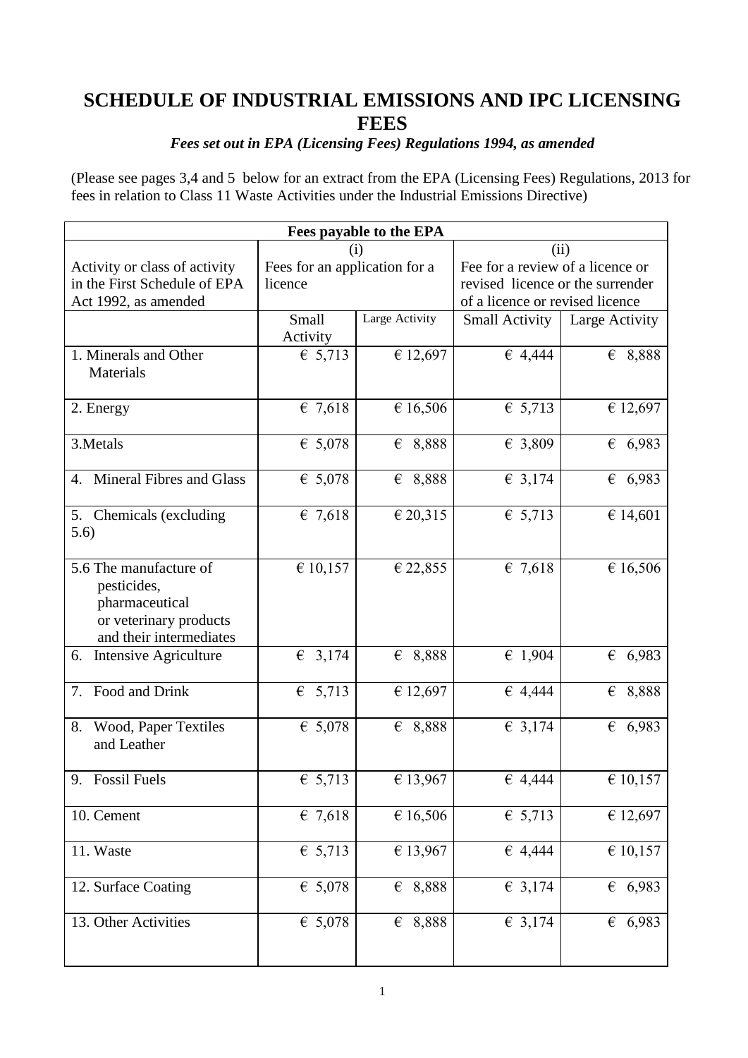# SCHEDULE OF INDUSTRIAL EMISSIONS AND IPC LICENSING FEES

***Fees set out in EPA (Licensing Fees) Regulations 1994, as amended***

(Please see pages 3,4 and 5 below for an extract from the EPA (Licensing Fees) Regulations, 2013 for fees in relation to Class 11 Waste Activities under the Industrial Emissions Directive)

| Fees payable to the EPA | | | | |
|---|---|---|---|---|
| Activity or class of activity in the First Schedule of EPA Act 1992, as amended | (i) Fees for an application for a licence | | (ii) Fee for a review of a licence or revised licence or the surrender of a licence or revised licence | |
| | Small Activity | Large Activity | Small Activity | Large Activity |
| 1. Minerals and Other Materials | € 5,713 | € 12,697 | € 4,444 | € 8,888 |
| 2. Energy | € 7,618 | € 16,506 | € 5,713 | € 12,697 |
| 3.Metals | € 5,078 | € 8,888 | € 3,809 | € 6,983 |
| 4. Mineral Fibres and Glass | € 5,078 | € 8,888 | € 3,174 | € 6,983 |
| 5. Chemicals (excluding 5.6) | € 7,618 | € 20,315 | € 5,713 | € 14,601 |
| 5.6 The manufacture of pesticides, pharmaceutical or veterinary products and their intermediates | € 10,157 | € 22,855 | € 7,618 | € 16,506 |
| 6. Intensive Agriculture | € 3,174 | € 8,888 | € 1,904 | € 6,983 |
| 7. Food and Drink | € 5,713 | € 12,697 | € 4,444 | € 8,888 |
| 8. Wood, Paper Textiles and Leather | € 5,078 | € 8,888 | € 3,174 | € 6,983 |
| 9. Fossil Fuels | € 5,713 | € 13,967 | € 4,444 | € 10,157 |
| 10. Cement | € 7,618 | € 16,506 | € 5,713 | € 12,697 |
| 11. Waste | € 5,713 | € 13,967 | € 4,444 | € 10,157 |
| 12. Surface Coating | € 5,078 | € 8,888 | € 3,174 | € 6,983 |
| 13. Other Activities | € 5,078 | € 8,888 | € 3,174 | € 6,983 |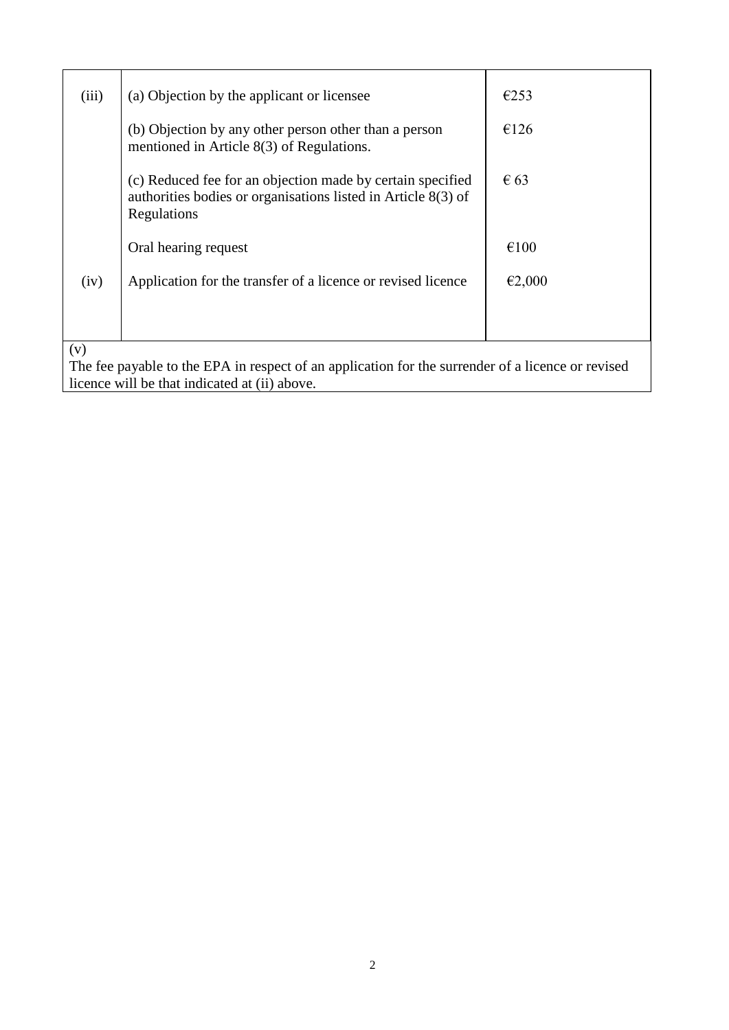| | | |
|---|---|---|
| (iii) | (a) Objection by the applicant or licensee | €253 |
| | (b) Objection by any other person other than a person mentioned in Article 8(3) of Regulations. | €126 |
| | (c) Reduced fee for an objection made by certain specified authorities bodies or organisations listed in Article 8(3) of Regulations | € 63 |
| | Oral hearing request | €100 |
| (iv) | Application for the transfer of a licence or revised licence | €2,000 |
| (v) The fee payable to the EPA in respect of an application for the surrender of a licence or revised licence will be that indicated at (ii) above. | | |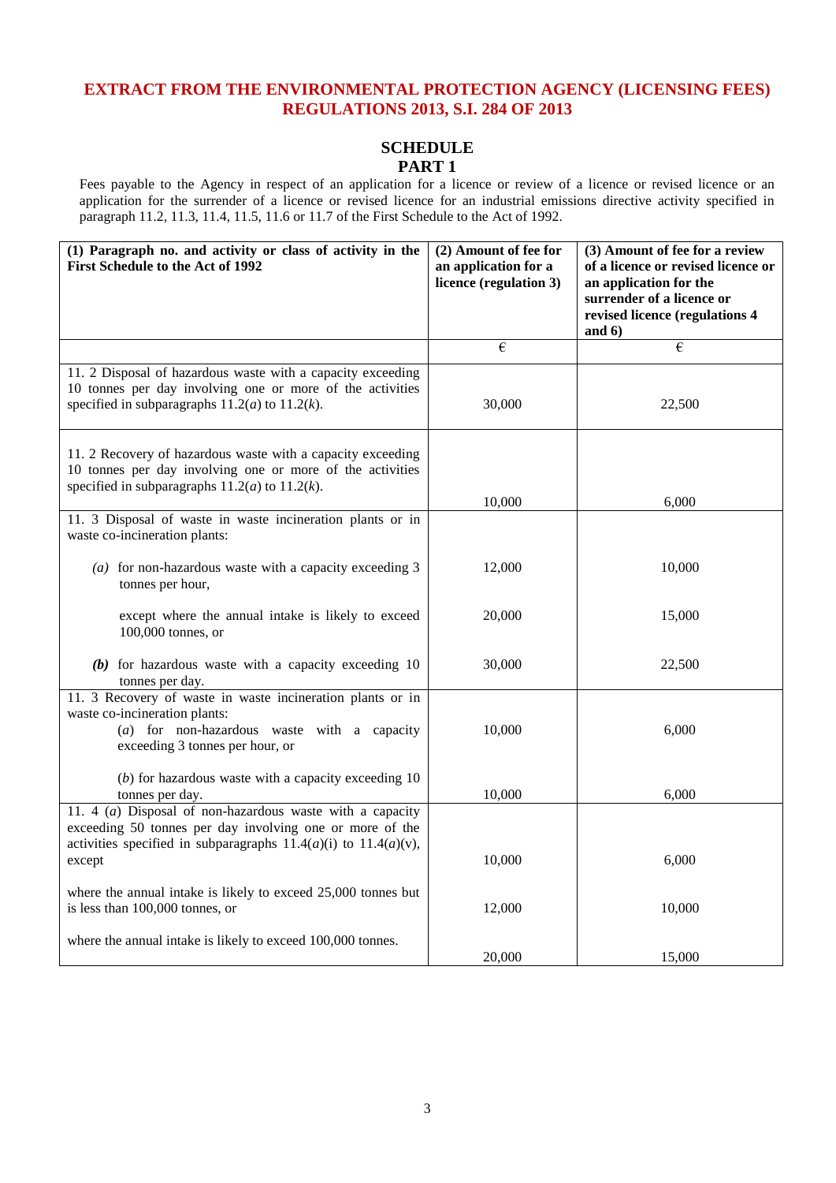## EXTRACT FROM THE ENVIRONMENTAL PROTECTION AGENCY (LICENSING FEES) REGULATIONS 2013, S.I. 284 OF 2013

### SCHEDULE
### PART 1

Fees payable to the Agency in respect of an application for a licence or review of a licence or revised licence or an application for the surrender of a licence or revised licence for an industrial emissions directive activity specified in paragraph 11.2, 11.3, 11.4, 11.5, 11.6 or 11.7 of the First Schedule to the Act of 1992.

| **(1) Paragraph no. and activity or class of activity in the First Schedule to the Act of 1992** | **(2) Amount of fee for an application for a licence (regulation 3)** | **(3) Amount of fee for a review of a licence or revised licence or an application for the surrender of a licence or revised licence (regulations 4 and 6)** |
|---|---|---|
| | € | € |
| 11. 2 Disposal of hazardous waste with a capacity exceeding 10 tonnes per day involving one or more of the activities specified in subparagraphs 11.2(*a*) to 11.2(*k*). | 30,000 | 22,500 |
| 11. 2 Recovery of hazardous waste with a capacity exceeding 10 tonnes per day involving one or more of the activities specified in subparagraphs 11.2(*a*) to 11.2(*k*). | 10,000 | 6,000 |
| 11. 3 Disposal of waste in waste incineration plants or in waste co-incineration plants: | | |
| (*a*) for non-hazardous waste with a capacity exceeding 3 tonnes per hour, | 12,000 | 10,000 |
| except where the annual intake is likely to exceed 100,000 tonnes, or | 20,000 | 15,000 |
| ***(b)*** for hazardous waste with a capacity exceeding 10 tonnes per day. | 30,000 | 22,500 |
| 11. 3 Recovery of waste in waste incineration plants or in waste co-incineration plants: (*a*) for non-hazardous waste with a capacity exceeding 3 tonnes per hour, or | 10,000 | 6,000 |
| (*b*) for hazardous waste with a capacity exceeding 10 tonnes per day. | 10,000 | 6,000 |
| 11. 4 (*a*) Disposal of non-hazardous waste with a capacity exceeding 50 tonnes per day involving one or more of the activities specified in subparagraphs 11.4(*a*)(i) to 11.4(*a*)(v), except | 10,000 | 6,000 |
| where the annual intake is likely to exceed 25,000 tonnes but is less than 100,000 tonnes, or | 12,000 | 10,000 |
| where the annual intake is likely to exceed 100,000 tonnes. | 20,000 | 15,000 |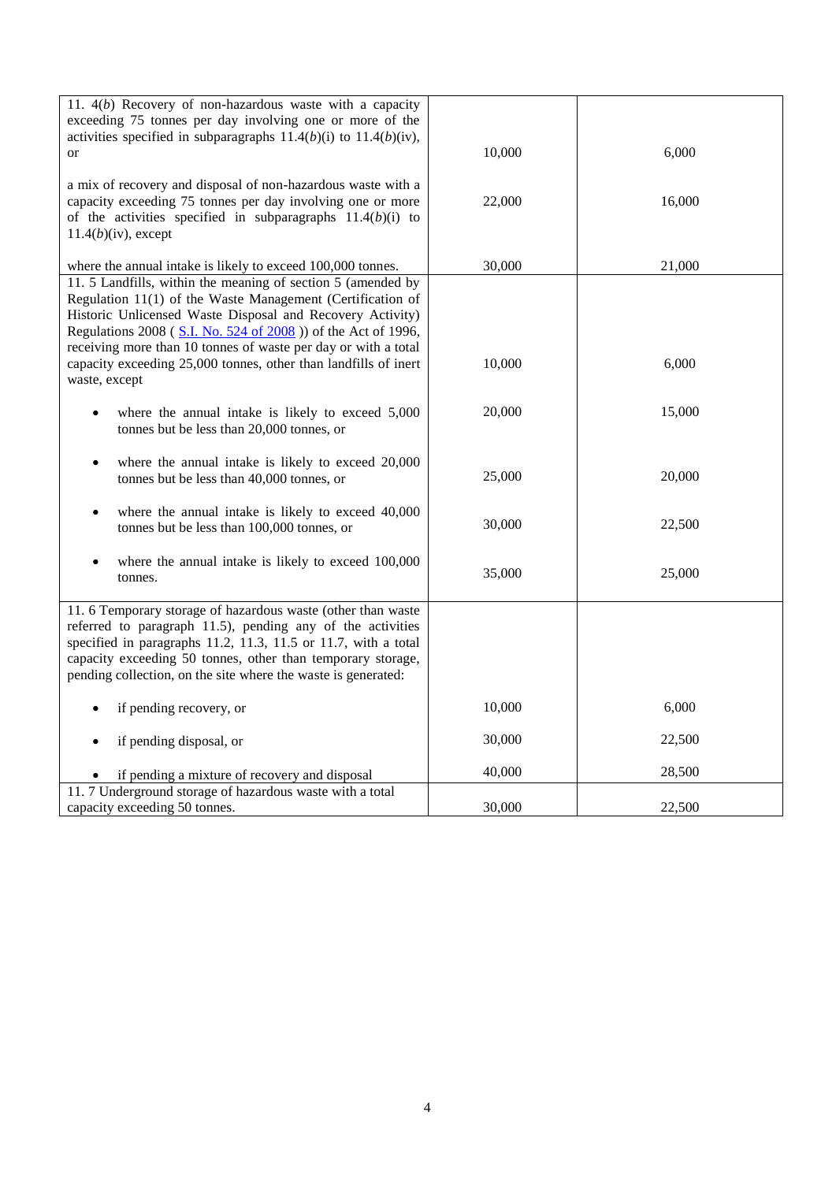| | | |
|---|---|---|
| 11. 4(*b*) Recovery of non-hazardous waste with a capacity exceeding 75 tonnes per day involving one or more of the activities specified in subparagraphs 11.4(*b*)(i) to 11.4(*b*)(iv), or | 10,000 | 6,000 |
| a mix of recovery and disposal of non-hazardous waste with a capacity exceeding 75 tonnes per day involving one or more of the activities specified in subparagraphs 11.4(*b*)(i) to 11.4(*b*)(iv), except | 22,000 | 16,000 |
| where the annual intake is likely to exceed 100,000 tonnes. | 30,000 | 21,000 |
| 11. 5 Landfills, within the meaning of section 5 (amended by Regulation 11(1) of the Waste Management (Certification of Historic Unlicensed Waste Disposal and Recovery Activity) Regulations 2008 ( S.I. No. 524 of 2008 )) of the Act of 1996, receiving more than 10 tonnes of waste per day or with a total capacity exceeding 25,000 tonnes, other than landfills of inert waste, except | 10,000 | 6,000 |
| • where the annual intake is likely to exceed 5,000 tonnes but be less than 20,000 tonnes, or | 20,000 | 15,000 |
| • where the annual intake is likely to exceed 20,000 tonnes but be less than 40,000 tonnes, or | 25,000 | 20,000 |
| • where the annual intake is likely to exceed 40,000 tonnes but be less than 100,000 tonnes, or | 30,000 | 22,500 |
| • where the annual intake is likely to exceed 100,000 tonnes. | 35,000 | 25,000 |
| 11. 6 Temporary storage of hazardous waste (other than waste referred to paragraph 11.5), pending any of the activities specified in paragraphs 11.2, 11.3, 11.5 or 11.7, with a total capacity exceeding 50 tonnes, other than temporary storage, pending collection, on the site where the waste is generated: | | |
| • if pending recovery, or | 10,000 | 6,000 |
| • if pending disposal, or | 30,000 | 22,500 |
| • if pending a mixture of recovery and disposal | 40,000 | 28,500 |
| 11. 7 Underground storage of hazardous waste with a total capacity exceeding 50 tonnes. | 30,000 | 22,500 |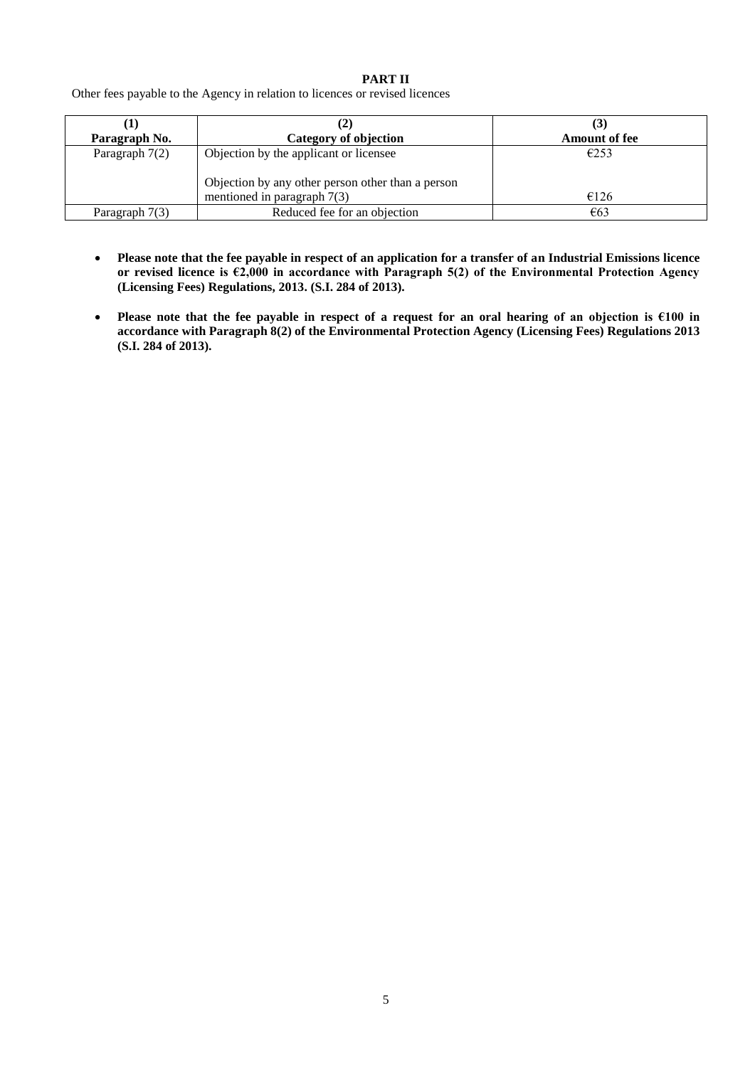**PART II**

Other fees payable to the Agency in relation to licences or revised licences

| (1)<br>Paragraph No. | (2)<br>Category of objection | (3)<br>Amount of fee |
|---|---|---|
| Paragraph 7(2) | Objection by the applicant or licensee | €253 |
| | Objection by any other person other than a person mentioned in paragraph 7(3) | €126 |
| Paragraph 7(3) | Reduced fee for an objection | €63 |

- **Please note that the fee payable in respect of an application for a transfer of an Industrial Emissions licence or revised licence is €2,000 in accordance with Paragraph 5(2) of the Environmental Protection Agency (Licensing Fees) Regulations, 2013. (S.I. 284 of 2013).**

- **Please note that the fee payable in respect of a request for an oral hearing of an objection is €100 in accordance with Paragraph 8(2) of the Environmental Protection Agency (Licensing Fees) Regulations 2013 (S.I. 284 of 2013).**